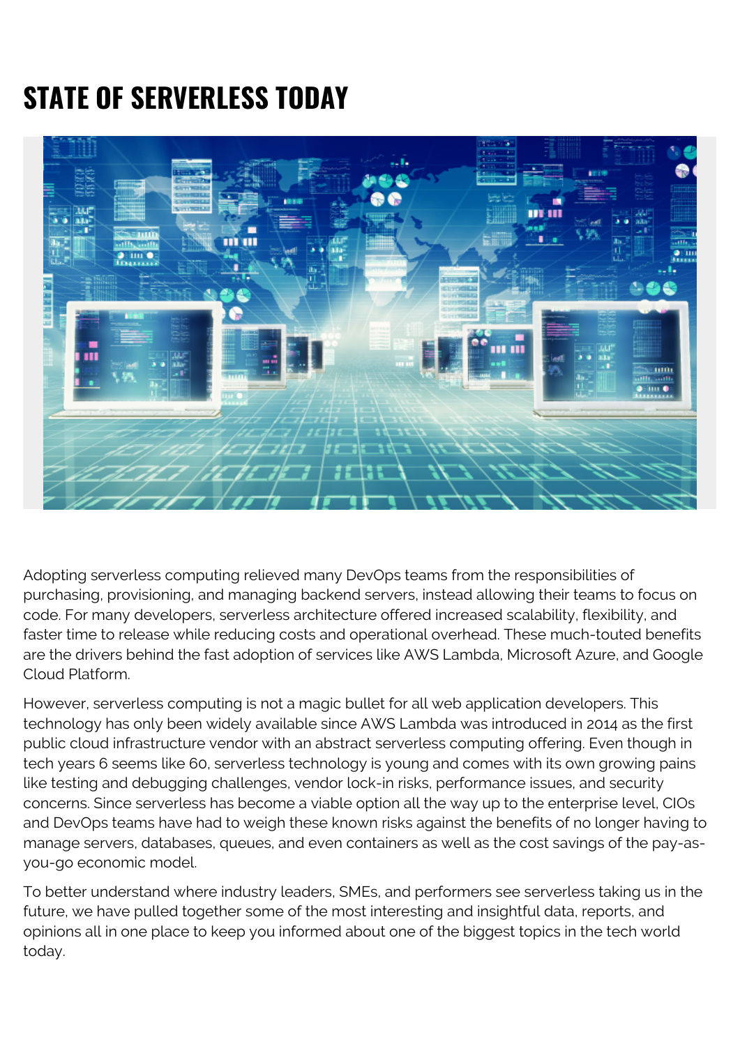# STATE OF SERVERLESS TODAY

Adopting serverless computing relieved many DevOps teams from the responsibilities of purchasing, provisioning, and managing backend servers, instead allowing their teams to focus on code. For many developers, serverless architecture offered increased scalability, flexibility, and faster time to release while reducing costs and operational overhead. These much-touted benefits are the drivers behind the fast adoption of services like AWS Lambda, Microsoft Azure, and Google Cloud Platform.

However, serverless computing is not a magic bullet for all web application developers. This technology has only been widely available since AWS Lambda was introduced in 2014 as the first public cloud infrastructure vendor with an abstract serverless computing offering. Even though in tech years 6 seems like 60, serverless technology is young and comes with its own growing pains like testing and debugging challenges, vendor lock-in risks, performance issues, and security concerns. Since serverless has become a viable option all the way up to the enterprise level, CIOs and DevOps teams have had to weigh these known risks against the benefits of no longer having to manage servers, databases, queues, and even containers as well as the cost savings of the pay-as-you-go economic model.

To better understand where industry leaders, SMEs, and performers see serverless taking us in the future, we have pulled together some of the most interesting and insightful data, reports, and opinions all in one place to keep you informed about one of the biggest topics in the tech world today.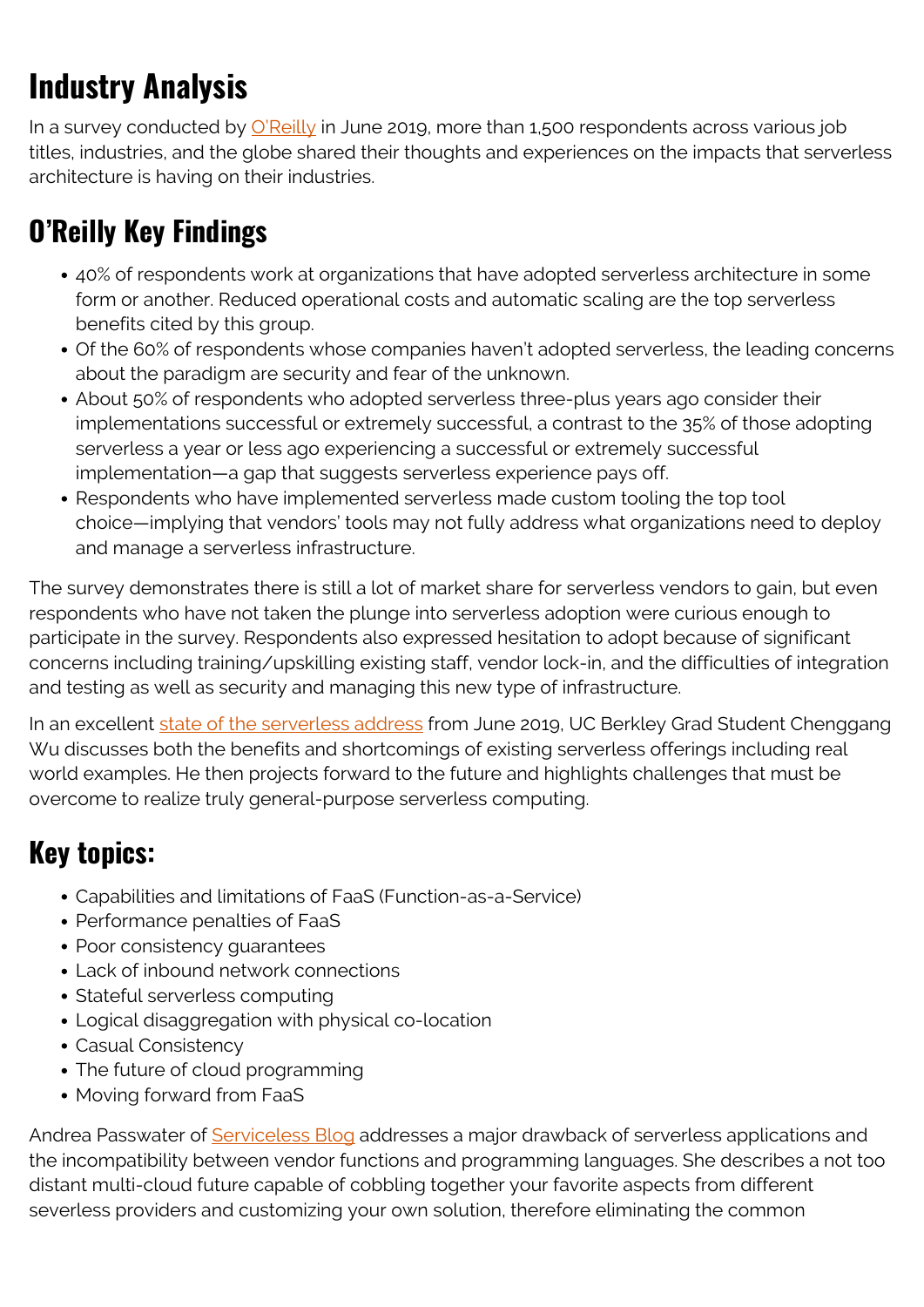# Industry Analysis

In a survey conducted by O'Reilly in June 2019, more than 1,500 respondents across various job titles, industries, and the globe shared their thoughts and experiences on the impacts that serverless architecture is having on their industries.

## O'Reilly Key Findings

- 40% of respondents work at organizations that have adopted serverless architecture in some form or another. Reduced operational costs and automatic scaling are the top serverless benefits cited by this group.
- Of the 60% of respondents whose companies haven't adopted serverless, the leading concerns about the paradigm are security and fear of the unknown.
- About 50% of respondents who adopted serverless three-plus years ago consider their implementations successful or extremely successful, a contrast to the 35% of those adopting serverless a year or less ago experiencing a successful or extremely successful implementation—a gap that suggests serverless experience pays off.
- Respondents who have implemented serverless made custom tooling the top tool choice—implying that vendors' tools may not fully address what organizations need to deploy and manage a serverless infrastructure.

The survey demonstrates there is still a lot of market share for serverless vendors to gain, but even respondents who have not taken the plunge into serverless adoption were curious enough to participate in the survey. Respondents also expressed hesitation to adopt because of significant concerns including training/upskilling existing staff, vendor lock-in, and the difficulties of integration and testing as well as security and managing this new type of infrastructure.

In an excellent state of the serverless address from June 2019, UC Berkley Grad Student Chenggang Wu discusses both the benefits and shortcomings of existing serverless offerings including real world examples. He then projects forward to the future and highlights challenges that must be overcome to realize truly general-purpose serverless computing.

## Key topics:

- Capabilities and limitations of FaaS (Function-as-a-Service)
- Performance penalties of FaaS
- Poor consistency guarantees
- Lack of inbound network connections
- Stateful serverless computing
- Logical disaggregation with physical co-location
- Casual Consistency
- The future of cloud programming
- Moving forward from FaaS

Andrea Passwater of Serviceless Blog addresses a major drawback of serverless applications and the incompatibility between vendor functions and programming languages. She describes a not too distant multi-cloud future capable of cobbling together your favorite aspects from different severless providers and customizing your own solution, therefore eliminating the common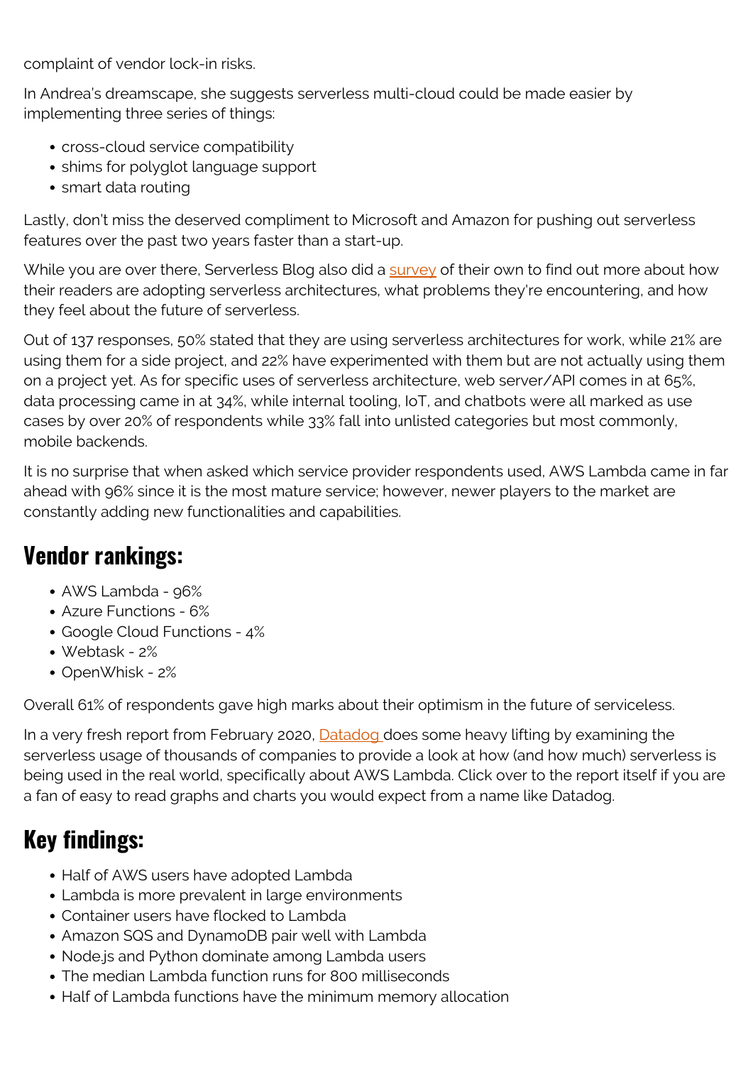complaint of vendor lock-in risks.

In Andrea's dreamscape, she suggests serverless multi-cloud could be made easier by implementing three series of things:

- cross-cloud service compatibility
- shims for polyglot language support
- smart data routing

Lastly, don't miss the deserved compliment to Microsoft and Amazon for pushing out serverless features over the past two years faster than a start-up.

While you are over there, Serverless Blog also did a survey of their own to find out more about how their readers are adopting serverless architectures, what problems they're encountering, and how they feel about the future of serverless.

Out of 137 responses, 50% stated that they are using serverless architectures for work, while 21% are using them for a side project, and 22% have experimented with them but are not actually using them on a project yet. As for specific uses of serverless architecture, web server/API comes in at 65%, data processing came in at 34%, while internal tooling, IoT, and chatbots were all marked as use cases by over 20% of respondents while 33% fall into unlisted categories but most commonly, mobile backends.

It is no surprise that when asked which service provider respondents used, AWS Lambda came in far ahead with 96% since it is the most mature service; however, newer players to the market are constantly adding new functionalities and capabilities.

## Vendor rankings:

- AWS Lambda - 96%
- Azure Functions - 6%
- Google Cloud Functions - 4%
- Webtask - 2%
- OpenWhisk - 2%

Overall 61% of respondents gave high marks about their optimism in the future of serviceless.

In a very fresh report from February 2020, Datadog does some heavy lifting by examining the serverless usage of thousands of companies to provide a look at how (and how much) serverless is being used in the real world, specifically about AWS Lambda. Click over to the report itself if you are a fan of easy to read graphs and charts you would expect from a name like Datadog.

## Key findings:

- Half of AWS users have adopted Lambda
- Lambda is more prevalent in large environments
- Container users have flocked to Lambda
- Amazon SQS and DynamoDB pair well with Lambda
- Node.js and Python dominate among Lambda users
- The median Lambda function runs for 800 milliseconds
- Half of Lambda functions have the minimum memory allocation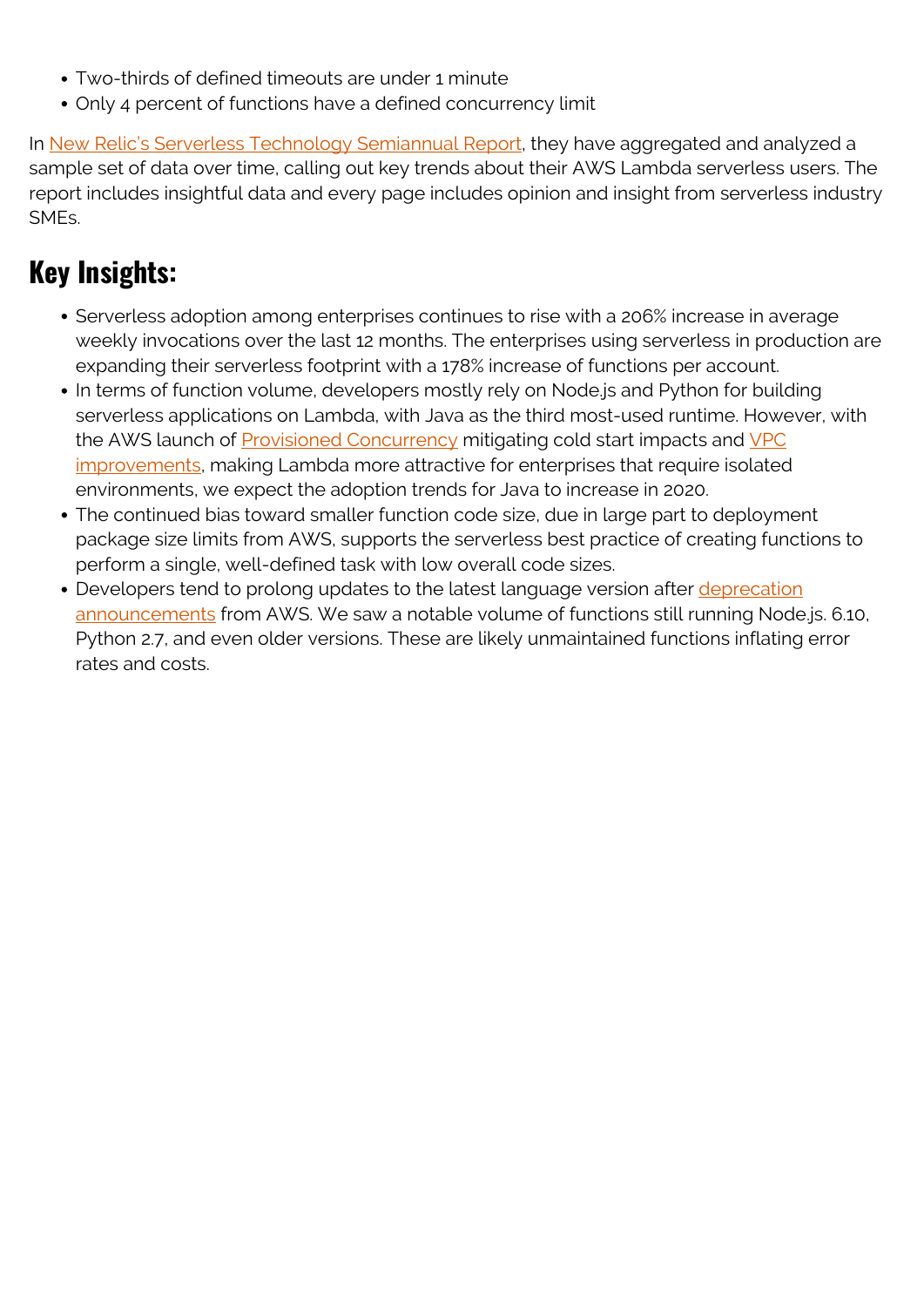- Two-thirds of defined timeouts are under 1 minute
- Only 4 percent of functions have a defined concurrency limit

In New Relic's Serverless Technology Semiannual Report, they have aggregated and analyzed a sample set of data over time, calling out key trends about their AWS Lambda serverless users. The report includes insightful data and every page includes opinion and insight from serverless industry SMEs.

## Key Insights:

- Serverless adoption among enterprises continues to rise with a 206% increase in average weekly invocations over the last 12 months. The enterprises using serverless in production are expanding their serverless footprint with a 178% increase of functions per account.
- In terms of function volume, developers mostly rely on Node.js and Python for building serverless applications on Lambda, with Java as the third most-used runtime. However, with the AWS launch of Provisioned Concurrency mitigating cold start impacts and VPC improvements, making Lambda more attractive for enterprises that require isolated environments, we expect the adoption trends for Java to increase in 2020.
- The continued bias toward smaller function code size, due in large part to deployment package size limits from AWS, supports the serverless best practice of creating functions to perform a single, well-defined task with low overall code sizes.
- Developers tend to prolong updates to the latest language version after deprecation announcements from AWS. We saw a notable volume of functions still running Node.js. 6.10, Python 2.7, and even older versions. These are likely unmaintained functions inflating error rates and costs.